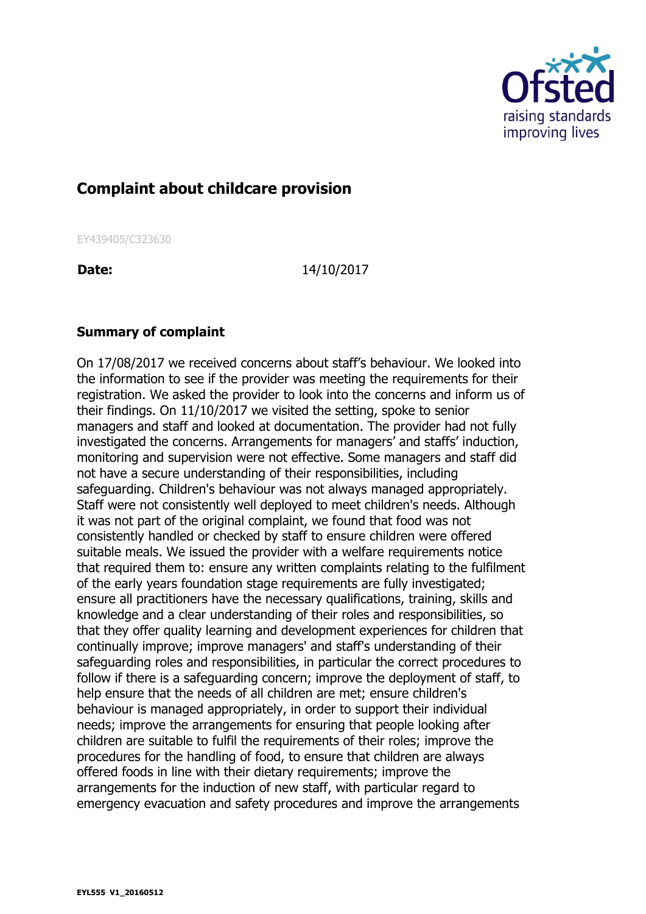# Complaint about childcare provision

EY439405/C323630

**Date:** 14/10/2017

## Summary of complaint

On 17/08/2017 we received concerns about staff's behaviour. We looked into the information to see if the provider was meeting the requirements for their registration. We asked the provider to look into the concerns and inform us of their findings. On 11/10/2017 we visited the setting, spoke to senior managers and staff and looked at documentation. The provider had not fully investigated the concerns. Arrangements for managers' and staffs' induction, monitoring and supervision were not effective. Some managers and staff did not have a secure understanding of their responsibilities, including safeguarding. Children's behaviour was not always managed appropriately. Staff were not consistently well deployed to meet children's needs. Although it was not part of the original complaint, we found that food was not consistently handled or checked by staff to ensure children were offered suitable meals. We issued the provider with a welfare requirements notice that required them to: ensure any written complaints relating to the fulfilment of the early years foundation stage requirements are fully investigated; ensure all practitioners have the necessary qualifications, training, skills and knowledge and a clear understanding of their roles and responsibilities, so that they offer quality learning and development experiences for children that continually improve; improve managers' and staff's understanding of their safeguarding roles and responsibilities, in particular the correct procedures to follow if there is a safeguarding concern; improve the deployment of staff, to help ensure that the needs of all children are met; ensure children's behaviour is managed appropriately, in order to support their individual needs; improve the arrangements for ensuring that people looking after children are suitable to fulfil the requirements of their roles; improve the procedures for the handling of food, to ensure that children are always offered foods in line with their dietary requirements; improve the arrangements for the induction of new staff, with particular regard to emergency evacuation and safety procedures and improve the arrangements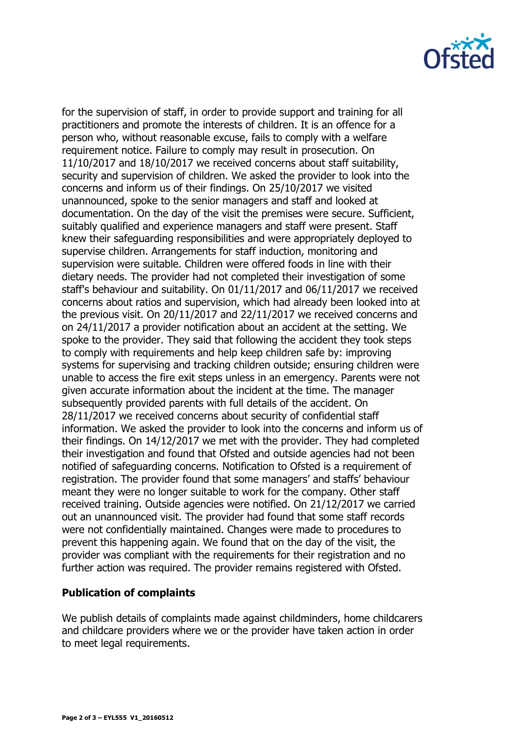for the supervision of staff, in order to provide support and training for all practitioners and promote the interests of children. It is an offence for a person who, without reasonable excuse, fails to comply with a welfare requirement notice. Failure to comply may result in prosecution. On 11/10/2017 and 18/10/2017 we received concerns about staff suitability, security and supervision of children. We asked the provider to look into the concerns and inform us of their findings. On 25/10/2017 we visited unannounced, spoke to the senior managers and staff and looked at documentation. On the day of the visit the premises were secure. Sufficient, suitably qualified and experience managers and staff were present. Staff knew their safeguarding responsibilities and were appropriately deployed to supervise children. Arrangements for staff induction, monitoring and supervision were suitable. Children were offered foods in line with their dietary needs. The provider had not completed their investigation of some staff's behaviour and suitability. On 01/11/2017 and 06/11/2017 we received concerns about ratios and supervision, which had already been looked into at the previous visit. On 20/11/2017 and 22/11/2017 we received concerns and on 24/11/2017 a provider notification about an accident at the setting. We spoke to the provider. They said that following the accident they took steps to comply with requirements and help keep children safe by: improving systems for supervising and tracking children outside; ensuring children were unable to access the fire exit steps unless in an emergency. Parents were not given accurate information about the incident at the time. The manager subsequently provided parents with full details of the accident. On 28/11/2017 we received concerns about security of confidential staff information. We asked the provider to look into the concerns and inform us of their findings. On 14/12/2017 we met with the provider. They had completed their investigation and found that Ofsted and outside agencies had not been notified of safeguarding concerns. Notification to Ofsted is a requirement of registration. The provider found that some managers' and staffs' behaviour meant they were no longer suitable to work for the company. Other staff received training. Outside agencies were notified. On 21/12/2017 we carried out an unannounced visit. The provider had found that some staff records were not confidentially maintained. Changes were made to procedures to prevent this happening again. We found that on the day of the visit, the provider was compliant with the requirements for their registration and no further action was required. The provider remains registered with Ofsted.

## Publication of complaints

We publish details of complaints made against childminders, home childcarers and childcare providers where we or the provider have taken action in order to meet legal requirements.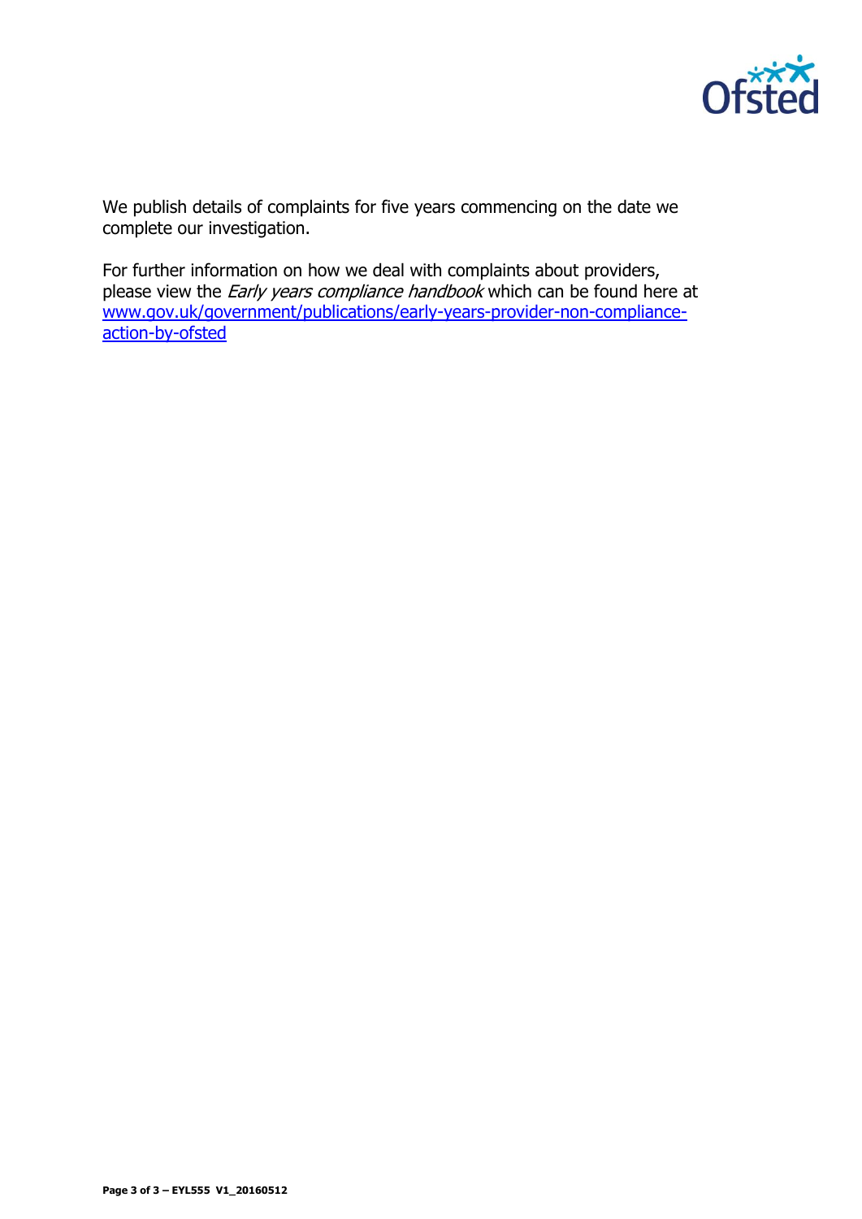We publish details of complaints for five years commencing on the date we complete our investigation.

For further information on how we deal with complaints about providers, please view the *Early years compliance handbook* which can be found here at [www.gov.uk/government/publications/early-years-provider-non-compliance-action-by-ofsted](http://www.gov.uk/government/publications/early-years-provider-non-compliance-action-by-ofsted)